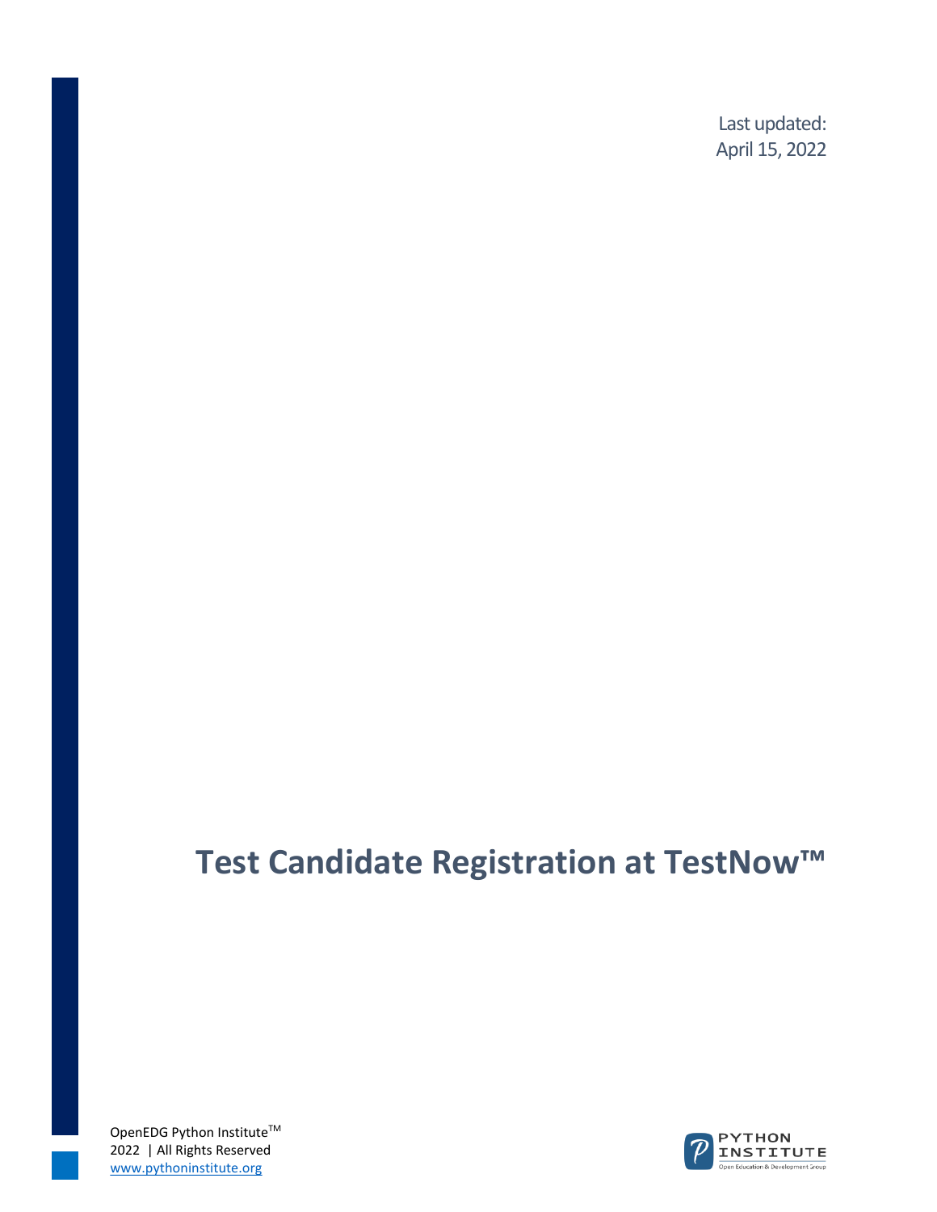Last updated:
April 15, 2022

# Test Candidate Registration at TestNow™

OpenEDG Python Institute™
2022 | All Rights Reserved
www.pythoninstitute.org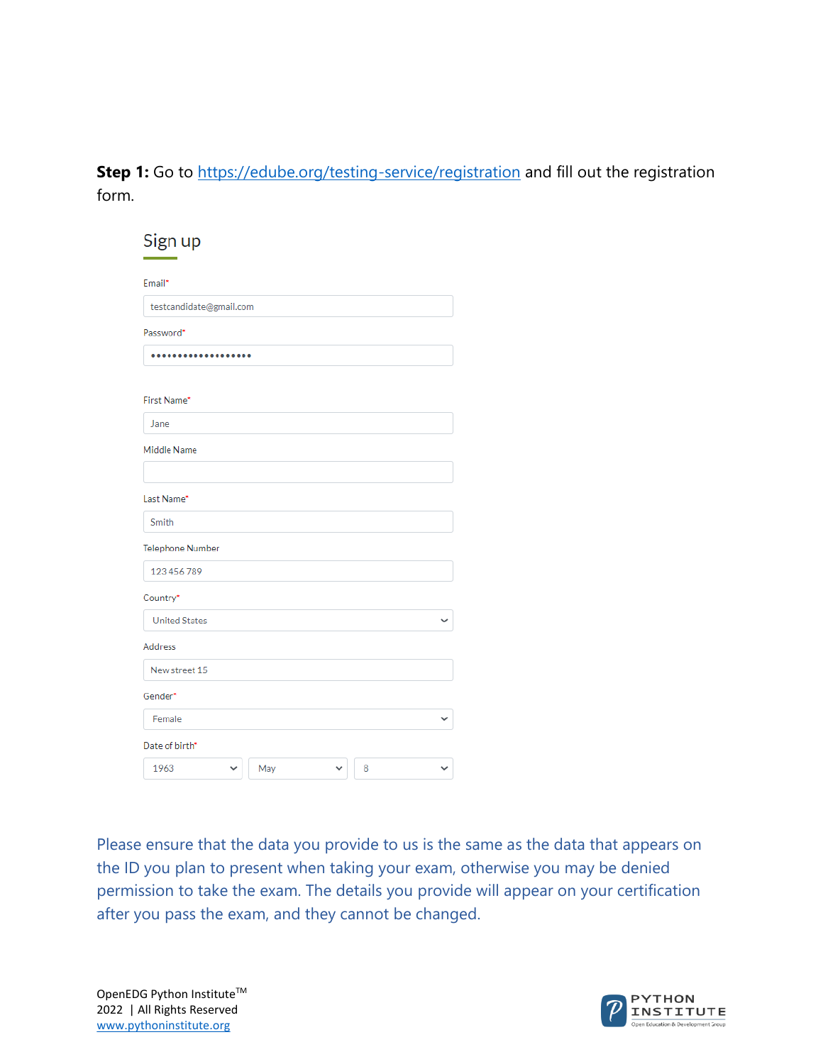**Step 1:** Go to [https://edube.org/testing-service/registration](https://edube.org/testing-service/registration) and fill out the registration form.

## Sign up

Email*

testcandidate@gmail.com

Password*

••••••••••••••••••

First Name*

Jane

Middle Name

Last Name*

Smith

Telephone Number

123 456 789

Country*

United States

Address

New street 15

Gender*

Female

Date of birth*

1963 | May | 8

Please ensure that the data you provide to us is the same as the data that appears on the ID you plan to present when taking your exam, otherwise you may be denied permission to take the exam. The details you provide will appear on your certification after you pass the exam, and they cannot be changed.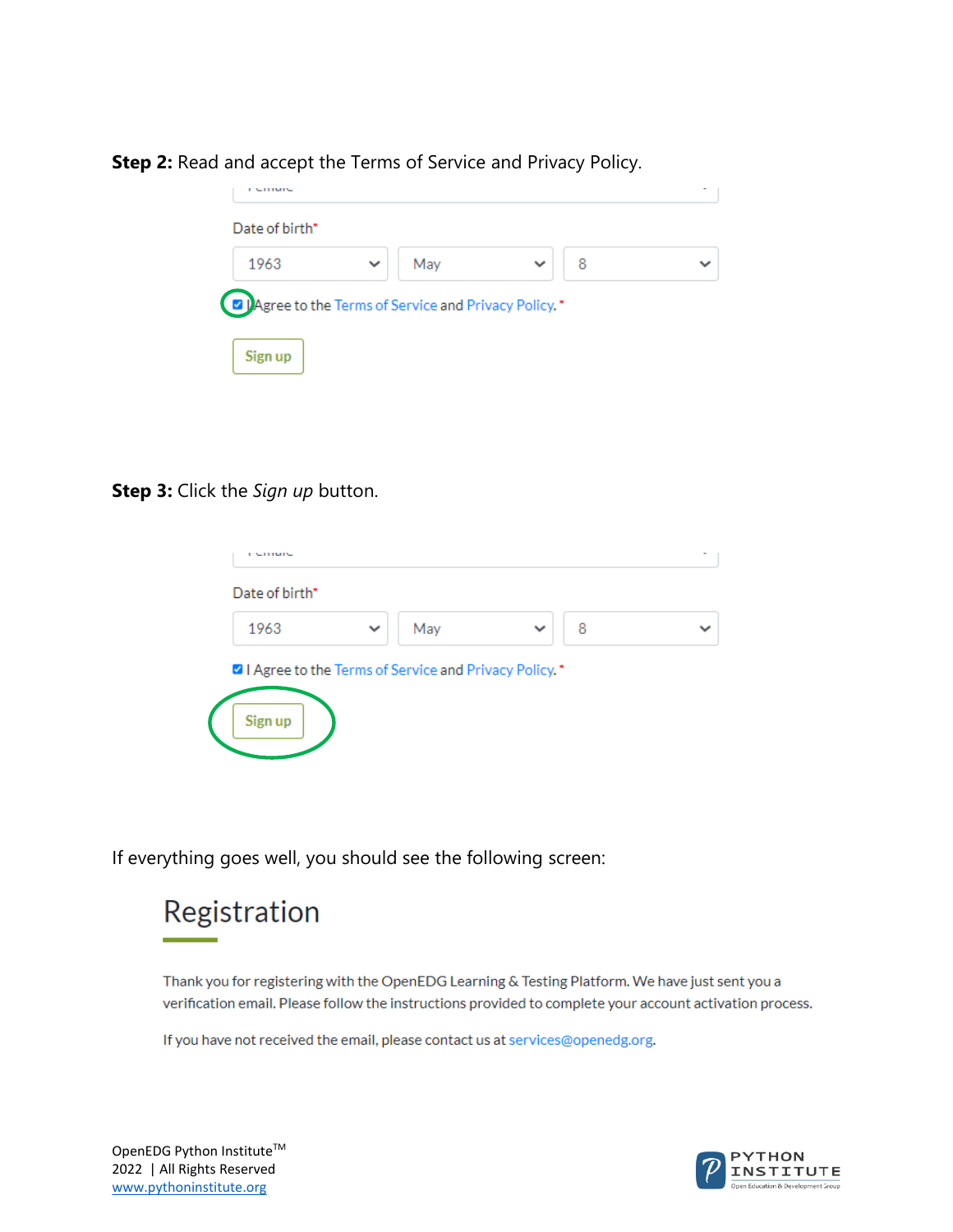**Step 2:** Read and accept the Terms of Service and Privacy Policy.

Date of birth*

1963 | May | 8

☑ I Agree to the Terms of Service and Privacy Policy.*

Sign up

**Step 3:** Click the *Sign up* button.

Date of birth*

1963 | May | 8

☑ I Agree to the Terms of Service and Privacy Policy.*

Sign up

If everything goes well, you should see the following screen:

## Registration

Thank you for registering with the OpenEDG Learning & Testing Platform. We have just sent you a verification email. Please follow the instructions provided to complete your account activation process.

If you have not received the email, please contact us at services@openedg.org.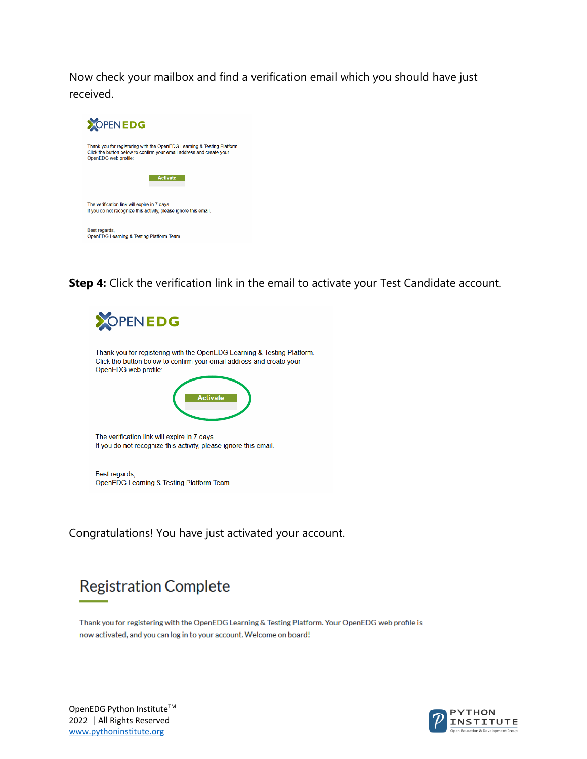Now check your mailbox and find a verification email which you should have just received.

OPENEDG

Thank you for registering with the OpenEDG Learning & Testing Platform.
Click the button below to confirm your email address and create your OpenEDG web profile:

Activate

The verification link will expire in 7 days.
If you do not recognize this activity, please ignore this email.

Best regards,
OpenEDG Learning & Testing Platform Team

**Step 4:** Click the verification link in the email to activate your Test Candidate account.

OPENEDG

Thank you for registering with the OpenEDG Learning & Testing Platform.
Click the button below to confirm your email address and create your OpenEDG web profile:

Activate

The verification link will expire in 7 days.
If you do not recognize this activity, please ignore this email.

Best regards,
OpenEDG Learning & Testing Platform Team

Congratulations! You have just activated your account.

## Registration Complete

Thank you for registering with the OpenEDG Learning & Testing Platform. Your OpenEDG web profile is now activated, and you can log in to your account. Welcome on board!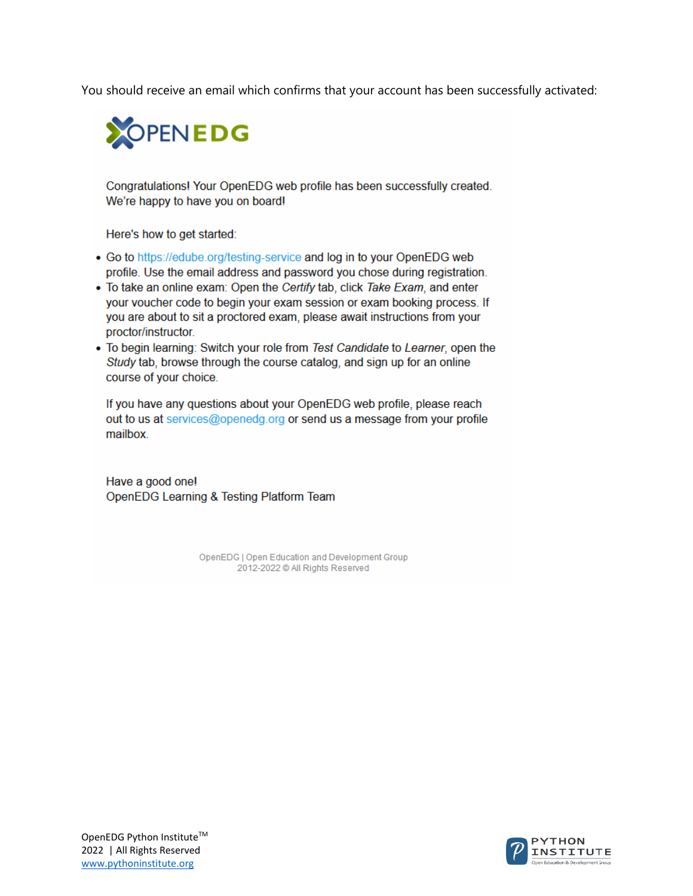You should receive an email which confirms that your account has been successfully activated:

OPENEDG

Congratulations! Your OpenEDG web profile has been successfully created. We're happy to have you on board!

Here's how to get started:

- Go to https://edube.org/testing-service and log in to your OpenEDG web profile. Use the email address and password you chose during registration.
- To take an online exam: Open the *Certify* tab, click *Take Exam*, and enter your voucher code to begin your exam session or exam booking process. If you are about to sit a proctored exam, please await instructions from your proctor/instructor.
- To begin learning: Switch your role from *Test Candidate* to *Learner*, open the *Study* tab, browse through the course catalog, and sign up for an online course of your choice.

If you have any questions about your OpenEDG web profile, please reach out to us at services@openedg.org or send us a message from your profile mailbox.

Have a good one!
OpenEDG Learning & Testing Platform Team

OpenEDG | Open Education and Development Group
2012-2022 © All Rights Reserved